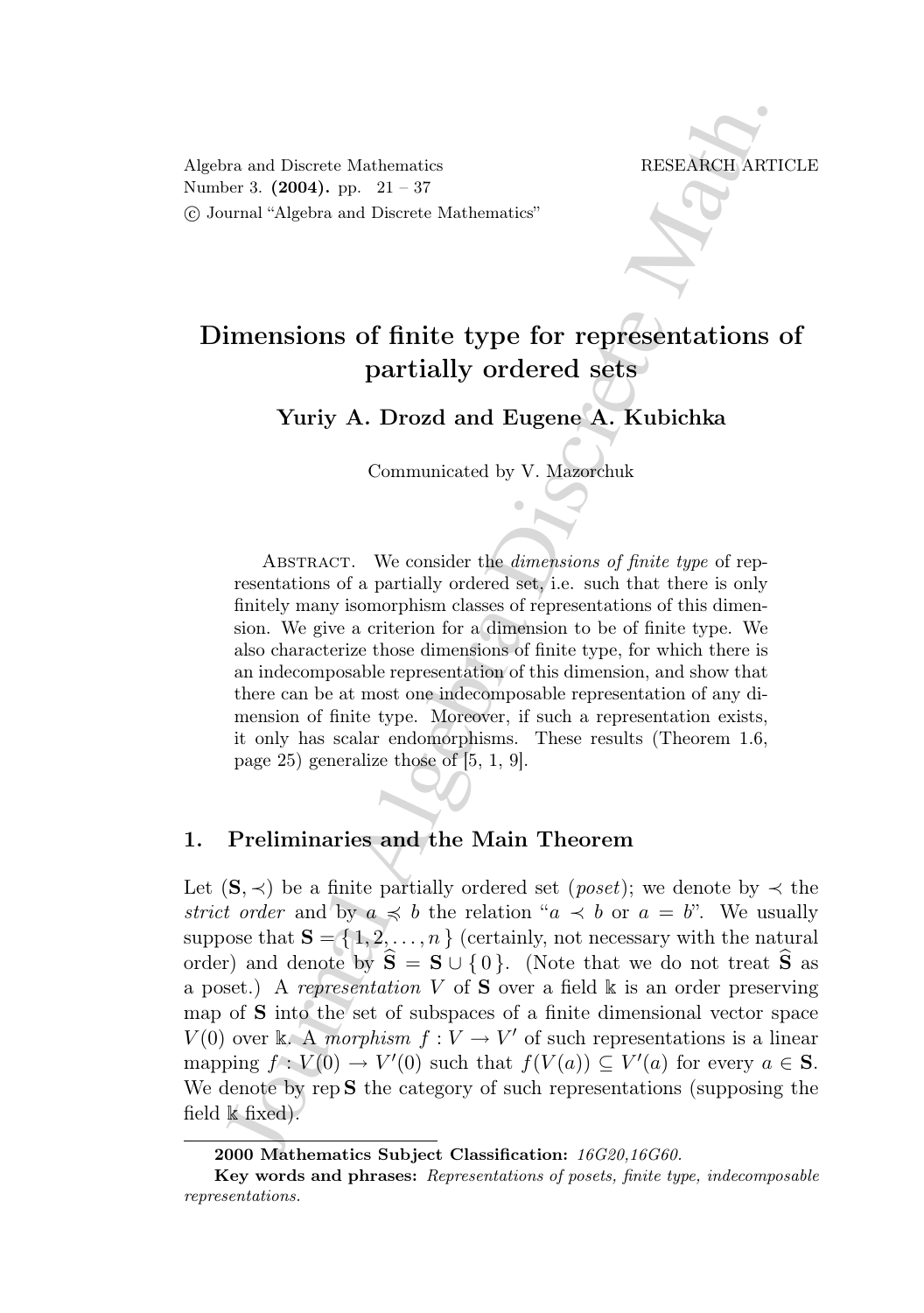Algebra and Discrete Mathematics RESEARCH ARTICLE
Number 3. **(2004).** pp. 21 – 37
© Journal "Algebra and Discrete Mathematics"

# Dimensions of finite type for representations of partially ordered sets

**Yuriy A. Drozd and Eugene A. Kubichka**

Communicated by V. Mazorchuk

Abstract. We consider the *dimensions of finite type* of representations of a partially ordered set, i.e. such that there is only finitely many isomorphism classes of representations of this dimension. We give a criterion for a dimension to be of finite type. We also characterize those dimensions of finite type, for which there is an indecomposable representation of this dimension, and show that there can be at most one indecomposable representation of any dimension of finite type. Moreover, if such a representation exists, it only has scalar endomorphisms. These results (Theorem 1.6, page 25) generalize those of [5, 1, 9].

## 1. Preliminaries and the Main Theorem

Let $(\mathbf{S}, \prec)$ be a finite partially ordered set (*poset*); we denote by $\prec$ the *strict order* and by $a \preccurlyeq b$ the relation "$a \prec b$ or $a = b$". We usually suppose that $\mathbf{S} = \{1, 2, \dots, n\}$ (certainly, not necessary with the natural order) and denote by $\widehat{\mathbf{S}} = \mathbf{S} \cup \{0\}$. (Note that we do not treat $\widehat{\mathbf{S}}$ as a poset.) A *representation* $V$ of $\mathbf{S}$ over a field $\Bbbk$ is an order preserving map of $\mathbf{S}$ into the set of subspaces of a finite dimensional vector space $V(0)$ over $\Bbbk$. A *morphism* $f : V \to V'$ of such representations is a linear mapping $f : V(0) \to V'(0)$ such that $f(V(a)) \subseteq V'(a)$ for every $a \in \mathbf{S}$. We denote by $\operatorname{rep} \mathbf{S}$ the category of such representations (supposing the field $\Bbbk$ fixed).

---

**2000 Mathematics Subject Classification:** *16G20,16G60.*

**Key words and phrases:** *Representations of posets, finite type, indecomposable representations.*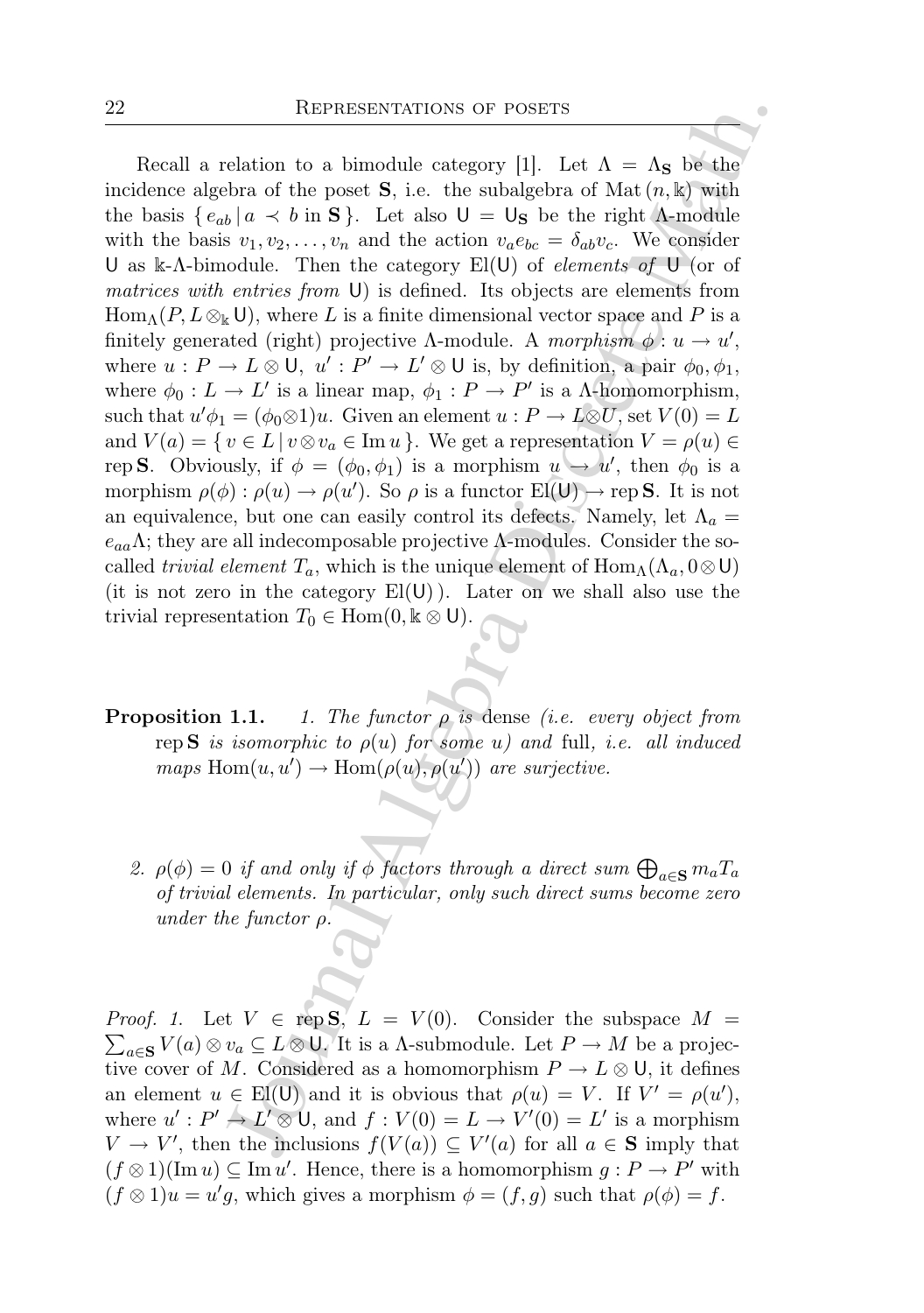Recall a relation to a bimodule category [1]. Let $\Lambda = \Lambda_{\mathbf{S}}$ be the incidence algebra of the poset $\mathbf{S}$, i.e. the subalgebra of $\mathrm{Mat}\,(n, \Bbbk)$ with the basis $\{\, e_{ab} \,|\, a \prec b \text{ in } \mathbf{S} \,\}$. Let also $\mathsf{U} = \mathsf{U}_{\mathbf{S}}$ be the right $\Lambda$-module with the basis $v_1, v_2, \dots, v_n$ and the action $v_a e_{bc} = \delta_{ab} v_c$. We consider $\mathsf{U}$ as $\Bbbk$-$\Lambda$-bimodule. Then the category $\mathrm{El}(\mathsf{U})$ of *elements of* $\mathsf{U}$ (or of *matrices with entries from* $\mathsf{U}$) is defined. Its objects are elements from $\mathrm{Hom}_\Lambda(P, L \otimes_{\Bbbk} \mathsf{U})$, where $L$ is a finite dimensional vector space and $P$ is a finitely generated (right) projective $\Lambda$-module. A *morphism* $\phi : u \to u'$, where $u : P \to L \otimes \mathsf{U}$, $u' : P' \to L' \otimes \mathsf{U}$ is, by definition, a pair $\phi_0, \phi_1$, where $\phi_0 : L \to L'$ is a linear map, $\phi_1 : P \to P'$ is a $\Lambda$-homomorphism, such that $u'\phi_1 = (\phi_0 \otimes 1)u$. Given an element $u : P \to L \otimes U$, set $V(0) = L$ and $V(a) = \{\, v \in L \,|\, v \otimes v_a \in \mathrm{Im}\, u \,\}$. We get a representation $V = \rho(u) \in \mathrm{rep}\,\mathbf{S}$. Obviously, if $\phi = (\phi_0, \phi_1)$ is a morphism $u \to u'$, then $\phi_0$ is a morphism $\rho(\phi) : \rho(u) \to \rho(u')$. So $\rho$ is a functor $\mathrm{El}(\mathsf{U}) \to \mathrm{rep}\,\mathbf{S}$. It is not an equivalence, but one can easily control its defects. Namely, let $\Lambda_a = e_{aa}\Lambda$; they are all indecomposable projective $\Lambda$-modules. Consider the so-called *trivial element* $T_a$, which is the unique element of $\mathrm{Hom}_\Lambda(\Lambda_a, 0 \otimes \mathsf{U})$ (it is not zero in the category $\mathrm{El}(\mathsf{U})$). Later on we shall also use the trivial representation $T_0 \in \mathrm{Hom}(0, \Bbbk \otimes \mathsf{U})$.

**Proposition 1.1.** *1. The functor $\rho$ is* dense *(i.e. every object from* $\mathrm{rep}\,\mathbf{S}$ *is isomorphic to $\rho(u)$ for some $u$) and* full*, i.e. all induced maps* $\mathrm{Hom}(u, u') \to \mathrm{Hom}(\rho(u), \rho(u'))$ *are surjective.*

*2. $\rho(\phi) = 0$ if and only if $\phi$ factors through a direct sum $\bigoplus_{a \in \mathbf{S}} m_a T_a$ of trivial elements. In particular, only such direct sums become zero under the functor $\rho$.*

*Proof. 1.* Let $V \in \mathrm{rep}\,\mathbf{S}$, $L = V(0)$. Consider the subspace $M = \sum_{a \in \mathbf{S}} V(a) \otimes v_a \subseteq L \otimes \mathsf{U}$. It is a $\Lambda$-submodule. Let $P \to M$ be a projective cover of $M$. Considered as a homomorphism $P \to L \otimes \mathsf{U}$, it defines an element $u \in \mathrm{El}(\mathsf{U})$ and it is obvious that $\rho(u) = V$. If $V' = \rho(u')$, where $u' : P' \to L' \otimes \mathsf{U}$, and $f : V(0) = L \to V'(0) = L'$ is a morphism $V \to V'$, then the inclusions $f(V(a)) \subseteq V'(a)$ for all $a \in \mathbf{S}$ imply that $(f \otimes 1)(\mathrm{Im}\, u) \subseteq \mathrm{Im}\, u'$. Hence, there is a homomorphism $g : P \to P'$ with $(f \otimes 1)u = u'g$, which gives a morphism $\phi = (f, g)$ such that $\rho(\phi) = f$.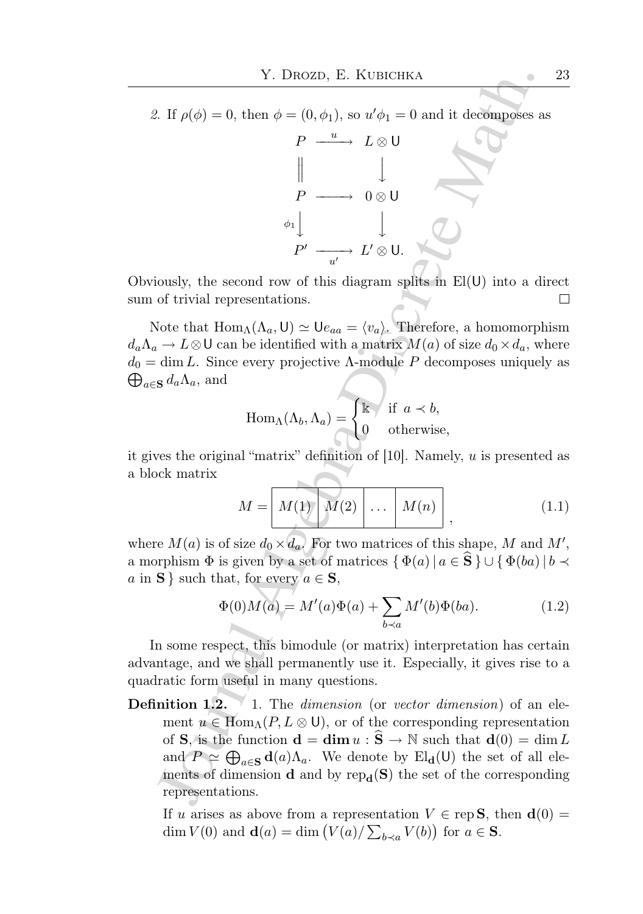*2.* If $\rho(\phi) = 0$, then $\phi = (0, \phi_1)$, so $u'\phi_1 = 0$ and it decomposes as

$$\begin{array}{ccc} P & \xrightarrow{\ u\ } & L \otimes \mathsf{U} \\ \Big\| & & \Big\downarrow \\ P & \longrightarrow & 0 \otimes \mathsf{U} \\ {\scriptstyle \phi_1}\Big\downarrow & & \Big\downarrow \\ P' & \xrightarrow[\ u'\ ]{} & L' \otimes \mathsf{U}. \end{array}$$

Obviously, the second row of this diagram splits in $\mathrm{El}(\mathsf{U})$ into a direct sum of trivial representations. $\square$

Note that $\mathrm{Hom}_\Lambda(\Lambda_a, \mathsf{U}) \simeq \mathsf{U}e_{aa} = \langle v_a \rangle$. Therefore, a homomorphism $d_a\Lambda_a \to L \otimes \mathsf{U}$ can be identified with a matrix $M(a)$ of size $d_0 \times d_a$, where $d_0 = \dim L$. Since every projective $\Lambda$-module $P$ decomposes uniquely as $\bigoplus_{a \in \mathbf{S}} d_a \Lambda_a$, and

$$\mathrm{Hom}_\Lambda(\Lambda_b, \Lambda_a) = \begin{cases} \Bbbk & \text{if } a \prec b, \\ 0 & \text{otherwise,} \end{cases}$$

it gives the original "matrix" definition of [10]. Namely, $u$ is presented as a block matrix

$$M = \boxed{M(1)}\boxed{M(2)}\boxed{\ \dots\ }\boxed{M(n)}\ , \tag{1.1}$$

where $M(a)$ is of size $d_0 \times d_a$. For two matrices of this shape, $M$ and $M'$, a morphism $\Phi$ is given by a set of matrices $\{\, \Phi(a) \mid a \in \widehat{\mathbf{S}} \,\} \cup \{\, \Phi(ba) \mid b \prec a \text{ in } \mathbf{S} \,\}$ such that, for every $a \in \mathbf{S}$,

$$\Phi(0)M(a) = M'(a)\Phi(a) + \sum_{b \prec a} M'(b)\Phi(ba). \tag{1.2}$$

In some respect, this bimodule (or matrix) interpretation has certain advantage, and we shall permanently use it. Especially, it gives rise to a quadratic form useful in many questions.

**Definition 1.2.** 1. The *dimension* (or *vector dimension*) of an element $u \in \mathrm{Hom}_\Lambda(P, L \otimes \mathsf{U})$, or of the corresponding representation of $\mathbf{S}$, is the function $\mathbf{d} = \mathbf{dim}\, u : \widehat{\mathbf{S}} \to \mathbb{N}$ such that $\mathbf{d}(0) = \dim L$ and $P \simeq \bigoplus_{a \in \mathbf{S}} \mathbf{d}(a)\Lambda_a$. We denote by $\mathrm{El}_{\mathbf{d}}(\mathsf{U})$ the set of all elements of dimension $\mathbf{d}$ and by $\mathrm{rep}_{\mathbf{d}}(\mathbf{S})$ the set of the corresponding representations.

If $u$ arises as above from a representation $V \in \mathrm{rep}\,\mathbf{S}$, then $\mathbf{d}(0) = \dim V(0)$ and $\mathbf{d}(a) = \dim \big(V(a)/\sum_{b \prec a} V(b)\big)$ for $a \in \mathbf{S}$.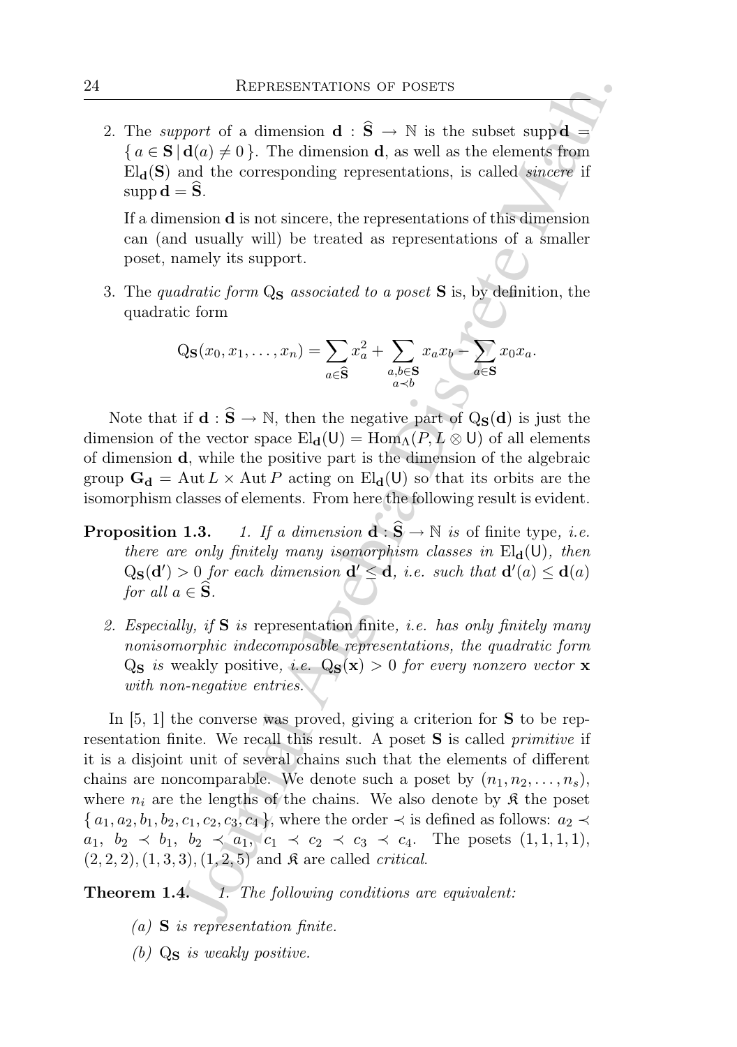2. The *support* of a dimension $\mathbf{d} : \widehat{\mathbf{S}} \to \mathbb{N}$ is the subset $\operatorname{supp} \mathbf{d} = \{ a \in \mathbf{S} \mid \mathbf{d}(a) \neq 0 \}$. The dimension $\mathbf{d}$, as well as the elements from $\mathrm{El}_{\mathbf{d}}(\mathbf{S})$ and the corresponding representations, is called *sincere* if $\operatorname{supp} \mathbf{d} = \widehat{\mathbf{S}}$.

   If a dimension $\mathbf{d}$ is not sincere, the representations of this dimension can (and usually will) be treated as representations of a smaller poset, namely its support.

3. The *quadratic form* $\mathrm{Q}_{\mathbf{S}}$ *associated to a poset* $\mathbf{S}$ is, by definition, the quadratic form

$$\mathrm{Q}_{\mathbf{S}}(x_0, x_1, \dots, x_n) = \sum_{a \in \widehat{\mathbf{S}}} x_a^2 + \sum_{\substack{a,b \in \mathbf{S} \\ a \prec b}} x_a x_b - \sum_{a \in \mathbf{S}} x_0 x_a.$$

Note that if $\mathbf{d} : \widehat{\mathbf{S}} \to \mathbb{N}$, then the negative part of $\mathrm{Q}_{\mathbf{S}}(\mathbf{d})$ is just the dimension of the vector space $\mathrm{El}_{\mathbf{d}}(\mathsf{U}) = \mathrm{Hom}_{\Lambda}(P, L \otimes \mathsf{U})$ of all elements of dimension $\mathbf{d}$, while the positive part is the dimension of the algebraic group $\mathbf{G}_{\mathbf{d}} = \operatorname{Aut} L \times \operatorname{Aut} P$ acting on $\mathrm{El}_{\mathbf{d}}(\mathsf{U})$ so that its orbits are the isomorphism classes of elements. From here the following result is evident.

**Proposition 1.3.** *1. If a dimension* $\mathbf{d} : \widehat{\mathbf{S}} \to \mathbb{N}$ *is* of finite type*, i.e. there are only finitely many isomorphism classes in* $\mathrm{El}_{\mathbf{d}}(\mathsf{U})$*, then* $\mathrm{Q}_{\mathbf{S}}(\mathbf{d}') > 0$ *for each dimension* $\mathbf{d}' \leq \mathbf{d}$*, i.e. such that* $\mathbf{d}'(a) \leq \mathbf{d}(a)$ *for all* $a \in \widehat{\mathbf{S}}$*.*

*2. Especially, if* $\mathbf{S}$ *is* representation finite*, i.e. has only finitely many nonisomorphic indecomposable representations, the quadratic form* $\mathrm{Q}_{\mathbf{S}}$ *is* weakly positive*, i.e.* $\mathrm{Q}_{\mathbf{S}}(\mathbf{x}) > 0$ *for every nonzero vector* $\mathbf{x}$ *with non-negative entries.*

In [5, 1] the converse was proved, giving a criterion for $\mathbf{S}$ to be representation finite. We recall this result. A poset $\mathbf{S}$ is called *primitive* if it is a disjoint unit of several chains such that the elements of different chains are noncomparable. We denote such a poset by $(n_1, n_2, \dots, n_s)$, where $n_i$ are the lengths of the chains. We also denote by $\mathfrak{K}$ the poset $\{ a_1, a_2, b_1, b_2, c_1, c_2, c_3, c_4 \}$, where the order $\prec$ is defined as follows: $a_2 \prec a_1$, $b_2 \prec b_1$, $b_2 \prec a_1$, $c_1 \prec c_2 \prec c_3 \prec c_4$. The posets $(1,1,1,1)$, $(2,2,2)$, $(1,3,3)$, $(1,2,5)$ and $\mathfrak{K}$ are called *critical*.

**Theorem 1.4.** *1. The following conditions are equivalent:*

*(a)* $\mathbf{S}$ *is representation finite.*

*(b)* $\mathrm{Q}_{\mathbf{S}}$ *is weakly positive.*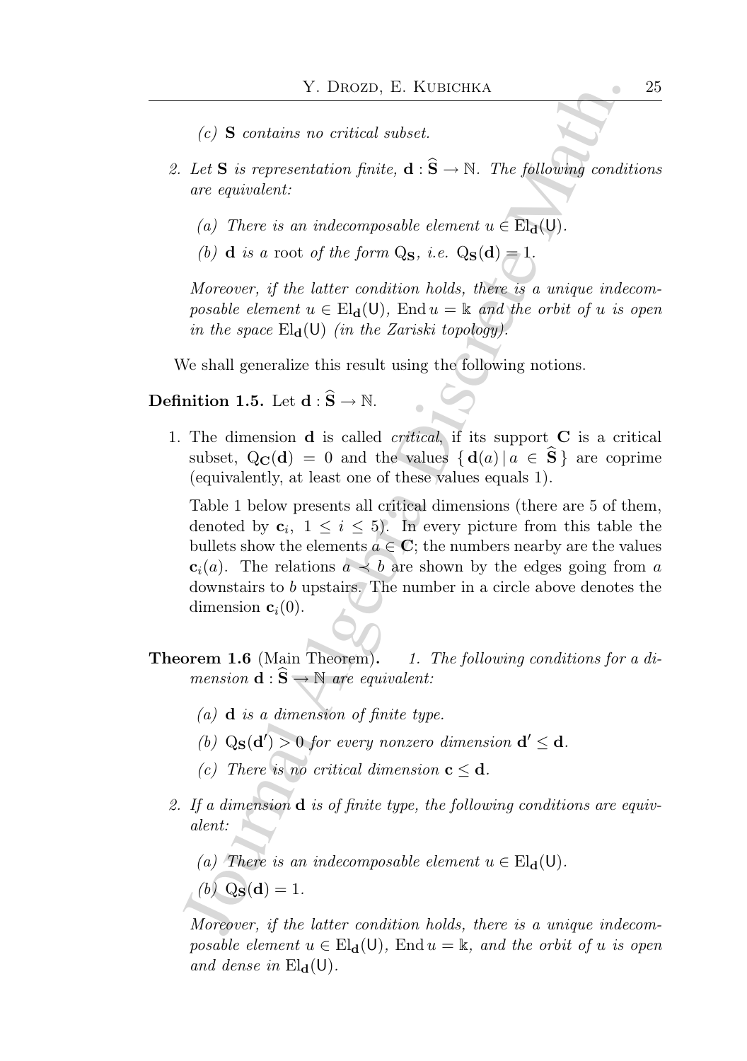*(c)* $\mathbf{S}$ *contains no critical subset.*

2. *Let* $\mathbf{S}$ *is representation finite,* $\mathbf{d} : \widehat{\mathbf{S}} \to \mathbb{N}$*. The following conditions are equivalent:*

   *(a) There is an indecomposable element* $u \in \mathrm{El}_{\mathbf{d}}(\mathsf{U})$*.*

   *(b)* $\mathbf{d}$ *is a* root *of the form* $\mathrm{Q}_{\mathbf{S}}$*, i.e.* $\mathrm{Q}_{\mathbf{S}}(\mathbf{d}) = 1$*.*

   *Moreover, if the latter condition holds, there is a unique indecomposable element* $u \in \mathrm{El}_{\mathbf{d}}(\mathsf{U})$*,* $\mathrm{End}\, u = \Bbbk$ *and the orbit of* $u$ *is open in the space* $\mathrm{El}_{\mathbf{d}}(\mathsf{U})$ *(in the Zariski topology).*

We shall generalize this result using the following notions.

**Definition 1.5.** Let $\mathbf{d} : \widehat{\mathbf{S}} \to \mathbb{N}$.

1. The dimension $\mathbf{d}$ is called *critical*, if its support $\mathbf{C}$ is a critical subset, $\mathrm{Q}_{\mathbf{C}}(\mathbf{d}) = 0$ and the values $\{\, \mathbf{d}(a) \,|\, a \in \widehat{\mathbf{S}} \,\}$ are coprime (equivalently, at least one of these values equals 1).

   Table 1 below presents all critical dimensions (there are 5 of them, denoted by $\mathbf{c}_i$, $1 \le i \le 5$). In every picture from this table the bullets show the elements $a \in \mathbf{C}$; the numbers nearby are the values $\mathbf{c}_i(a)$. The relations $a \prec b$ are shown by the edges going from $a$ downstairs to $b$ upstairs. The number in a circle above denotes the dimension $\mathbf{c}_i(0)$.

**Theorem 1.6** (Main Theorem)**.** *1. The following conditions for a dimension* $\mathbf{d} : \widehat{\mathbf{S}} \to \mathbb{N}$ *are equivalent:*

   *(a)* $\mathbf{d}$ *is a dimension of finite type.*

   *(b)* $\mathrm{Q}_{\mathbf{S}}(\mathbf{d}') > 0$ *for every nonzero dimension* $\mathbf{d}' \le \mathbf{d}$*.*

   *(c) There is no critical dimension* $\mathbf{c} \le \mathbf{d}$*.*

2. *If a dimension* $\mathbf{d}$ *is of finite type, the following conditions are equivalent:*

   *(a) There is an indecomposable element* $u \in \mathrm{El}_{\mathbf{d}}(\mathsf{U})$*.*

   *(b)* $\mathrm{Q}_{\mathbf{S}}(\mathbf{d}) = 1$*.*

   *Moreover, if the latter condition holds, there is a unique indecomposable element* $u \in \mathrm{El}_{\mathbf{d}}(\mathsf{U})$*,* $\mathrm{End}\, u = \Bbbk$*, and the orbit of* $u$ *is open and dense in* $\mathrm{El}_{\mathbf{d}}(\mathsf{U})$*.*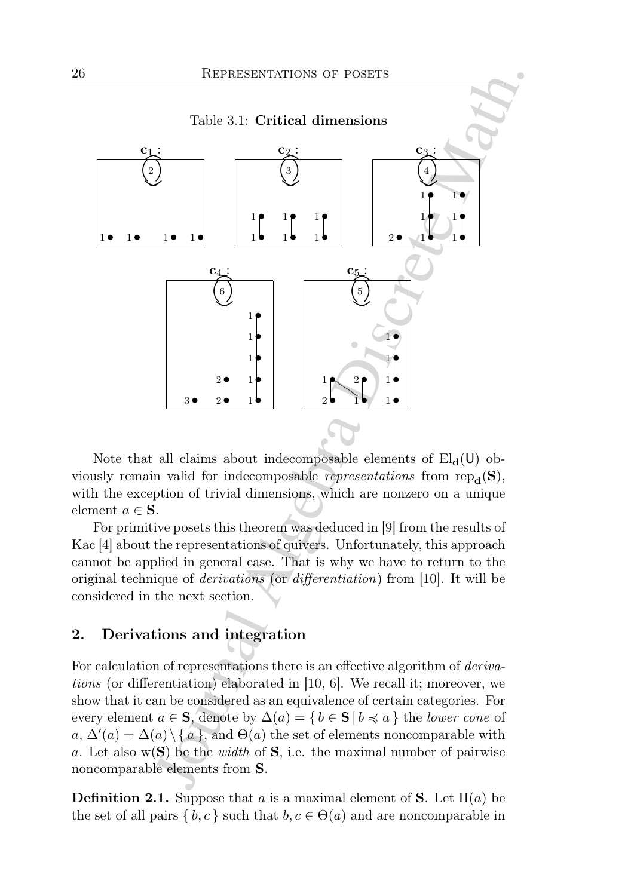Table 3.1: **Critical dimensions**

Note that all claims about indecomposable elements of $\mathrm{El}_{\mathbf{d}}(\mathsf{U})$ obviously remain valid for indecomposable *representations* from $\mathrm{rep}_{\mathbf{d}}(\mathbf{S})$, with the exception of trivial dimensions, which are nonzero on a unique element $a \in \mathbf{S}$.

For primitive posets this theorem was deduced in [9] from the results of Kac [4] about the representations of quivers. Unfortunately, this approach cannot be applied in general case. That is why we have to return to the original technique of *derivations* (or *differentiation*) from [10]. It will be considered in the next section.

## 2. Derivations and integration

For calculation of representations there is an effective algorithm of *derivations* (or differentiation) elaborated in [10, 6]. We recall it; moreover, we show that it can be considered as an equivalence of certain categories. For every element $a \in \mathbf{S}$, denote by $\Delta(a) = \{ b \in \mathbf{S} \mid b \preccurlyeq a \}$ the *lower cone* of $a$, $\Delta'(a) = \Delta(a) \setminus \{ a \}$, and $\Theta(a)$ the set of elements noncomparable with $a$. Let also $\mathrm{w}(\mathbf{S})$ be the *width* of $\mathbf{S}$, i.e. the maximal number of pairwise noncomparable elements from $\mathbf{S}$.

**Definition 2.1.** Suppose that $a$ is a maximal element of $\mathbf{S}$. Let $\Pi(a)$ be the set of all pairs $\{ b, c \}$ such that $b, c \in \Theta(a)$ and are noncomparable in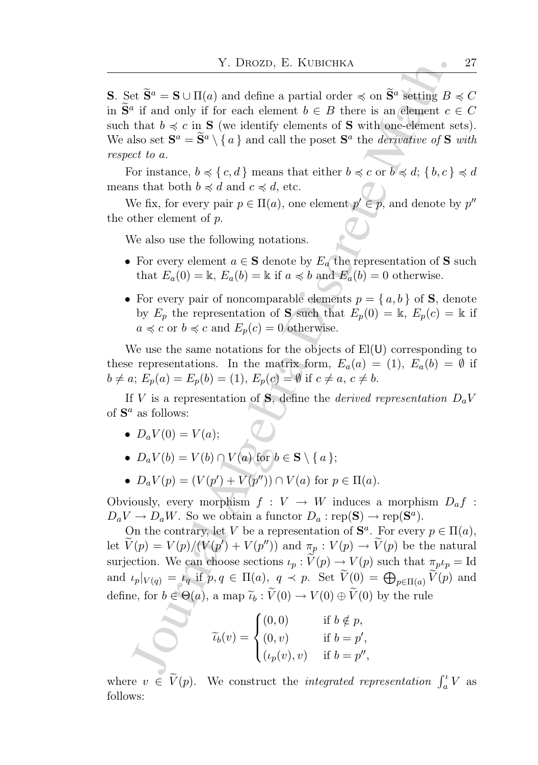**S**. Set $\widetilde{\mathbf{S}}^a = \mathbf{S} \cup \Pi(a)$ and define a partial order $\preccurlyeq$ on $\widetilde{\mathbf{S}}^a$ setting $B \preccurlyeq C$ in $\widetilde{\mathbf{S}}^a$ if and only if for each element $b \in B$ there is an element $c \in C$ such that $b \preccurlyeq c$ in $\mathbf{S}$ (we identify elements of $\mathbf{S}$ with one-element sets). We also set $\mathbf{S}^a = \widetilde{\mathbf{S}}^a \setminus \{ a \}$ and call the poset $\mathbf{S}^a$ the *derivative of* $\mathbf{S}$ *with respect to* $a$.

For instance, $b \preccurlyeq \{ c, d \}$ means that either $b \preccurlyeq c$ or $b \preccurlyeq d$; $\{ b, c \} \preccurlyeq d$ means that both $b \preccurlyeq d$ and $c \preccurlyeq d$, etc.

We fix, for every pair $p \in \Pi(a)$, one element $p' \in p$, and denote by $p''$ the other element of $p$.

We also use the following notations.

- For every element $a \in \mathbf{S}$ denote by $E_a$ the representation of $\mathbf{S}$ such that $E_a(0) = \Bbbk$, $E_a(b) = \Bbbk$ if $a \preccurlyeq b$ and $E_a(b) = 0$ otherwise.
- For every pair of noncomparable elements $p = \{ a, b \}$ of $\mathbf{S}$, denote by $E_p$ the representation of $\mathbf{S}$ such that $E_p(0) = \Bbbk$, $E_p(c) = \Bbbk$ if $a \preccurlyeq c$ or $b \preccurlyeq c$ and $E_p(c) = 0$ otherwise.

We use the same notations for the objects of $\mathrm{El}(\mathsf{U})$ corresponding to these representations. In the matrix form, $E_a(a) = (1)$, $E_a(b) = \emptyset$ if $b \neq a$; $E_p(a) = E_p(b) = (1)$, $E_p(c) = \emptyset$ if $c \neq a$, $c \neq b$.

If $V$ is a representation of $\mathbf{S}$, define the *derived representation* $D_a V$ of $\mathbf{S}^a$ as follows:

- $D_a V(0) = V(a)$;
- $D_a V(b) = V(b) \cap V(a)$ for $b \in \mathbf{S} \setminus \{ a \}$;
- $D_a V(p) = (V(p') + V(p'')) \cap V(a)$ for $p \in \Pi(a)$.

Obviously, every morphism $f : V \to W$ induces a morphism $D_a f : D_a V \to D_a W$. So we obtain a functor $D_a : \mathrm{rep}(\mathbf{S}) \to \mathrm{rep}(\mathbf{S}^a)$.

On the contrary, let $V$ be a representation of $\mathbf{S}^a$. For every $p \in \Pi(a)$, let $\widetilde{V}(p) = V(p)/(V(p') + V(p''))$ and $\pi_p : V(p) \to \widetilde{V}(p)$ be the natural surjection. We can choose sections $\iota_p : \widetilde{V}(p) \to V(p)$ such that $\pi_p \iota_p = \mathrm{Id}$ and $\iota_p|_{V(q)} = \iota_q$ if $p, q \in \Pi(a)$, $q \prec p$. Set $\widetilde{V}(0) = \bigoplus_{p \in \Pi(a)} \widetilde{V}(p)$ and define, for $b \in \Theta(a)$, a map $\widetilde{\iota}_b : \widetilde{V}(0) \to V(0) \oplus \widetilde{V}(0)$ by the rule

$$
\widetilde{\iota}_b(v) = \begin{cases} (0, 0) & \text{if } b \notin p, \\ (0, v) & \text{if } b = p', \\ (\iota_p(v), v) & \text{if } b = p'', \end{cases}
$$

where $v \in \widetilde{V}(p)$. We construct the *integrated representation* $\int_a^\iota V$ as follows: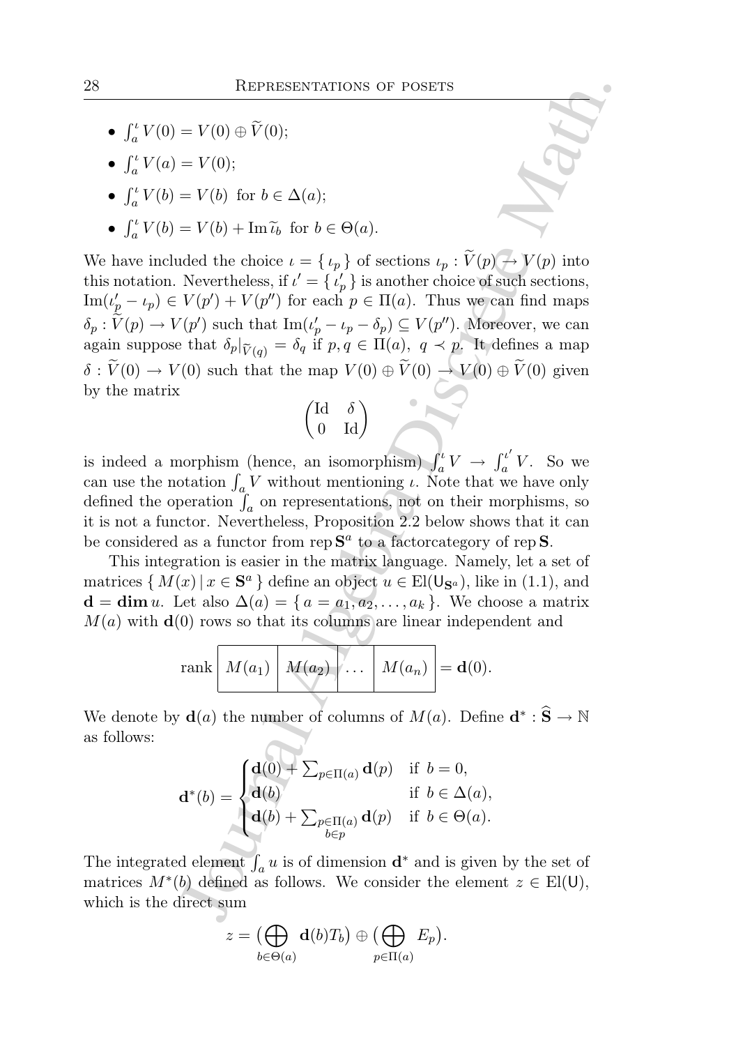- $\int_a^\iota V(0) = V(0) \oplus \widetilde{V}(0)$;
- $\int_a^\iota V(a) = V(0)$;
- $\int_a^\iota V(b) = V(b)$ for $b \in \Delta(a)$;
- $\int_a^\iota V(b) = V(b) + \operatorname{Im} \widetilde{\iota}_b$ for $b \in \Theta(a)$.

We have included the choice $\iota = \{ \iota_p \}$ of sections $\iota_p : \widetilde{V}(p) \to V(p)$ into this notation. Nevertheless, if $\iota' = \{ \iota'_p \}$ is another choice of such sections, $\operatorname{Im}(\iota'_p - \iota_p) \in V(p') + V(p'')$ for each $p \in \Pi(a)$. Thus we can find maps $\delta_p : \widetilde{V}(p) \to V(p')$ such that $\operatorname{Im}(\iota'_p - \iota_p - \delta_p) \subseteq V(p'')$. Moreover, we can again suppose that $\delta_p|_{\widetilde{V}(q)} = \delta_q$ if $p, q \in \Pi(a)$, $q \prec p$. It defines a map $\delta : \widetilde{V}(0) \to V(0)$ such that the map $V(0) \oplus \widetilde{V}(0) \to V(0) \oplus \widetilde{V}(0)$ given by the matrix

$$\begin{pmatrix} \mathrm{Id} & \delta \\ 0 & \mathrm{Id} \end{pmatrix}$$

is indeed a morphism (hence, an isomorphism) $\int_a^\iota V \to \int_a^{\iota'} V$. So we can use the notation $\int_a V$ without mentioning $\iota$. Note that we have only defined the operation $\int_a$ on representations, not on their morphisms, so it is not a functor. Nevertheless, Proposition 2.2 below shows that it can be considered as a functor from $\operatorname{rep} \mathbf{S}^a$ to a factorcategory of $\operatorname{rep} \mathbf{S}$.

This integration is easier in the matrix language. Namely, let a set of matrices $\{ M(x) \mid x \in \mathbf{S}^a \}$ define an object $u \in \mathrm{El}(\mathsf{U}_{\mathbf{S}^a})$, like in (1.1), and $\mathbf{d} = \mathbf{dim}\, u$. Let also $\Delta(a) = \{ a = a_1, a_2, \dots, a_k \}$. We choose a matrix $M(a)$ with $\mathbf{d}(0)$ rows so that its columns are linear independent and

$$\operatorname{rank} \begin{array}{|c|c|c|c|} \hline M(a_1) & M(a_2) & \dots & M(a_n) \\ \hline \end{array} = \mathbf{d}(0).$$

We denote by $\mathbf{d}(a)$ the number of columns of $M(a)$. Define $\mathbf{d}^* : \widehat{\mathbf{S}} \to \mathbb{N}$ as follows:

$$\mathbf{d}^*(b) = \begin{cases} \mathbf{d}(0) + \sum_{p \in \Pi(a)} \mathbf{d}(p) & \text{if } b = 0, \\ \mathbf{d}(b) & \text{if } b \in \Delta(a), \\ \mathbf{d}(b) + \sum_{\substack{p \in \Pi(a) \\ b \in p}} \mathbf{d}(p) & \text{if } b \in \Theta(a). \end{cases}$$

The integrated element $\int_a u$ is of dimension $\mathbf{d}^*$ and is given by the set of matrices $M^*(b)$ defined as follows. We consider the element $z \in \mathrm{El}(\mathsf{U})$, which is the direct sum

$$z = \big( \bigoplus_{b \in \Theta(a)} \mathbf{d}(b) T_b \big) \oplus \big( \bigoplus_{p \in \Pi(a)} E_p \big).$$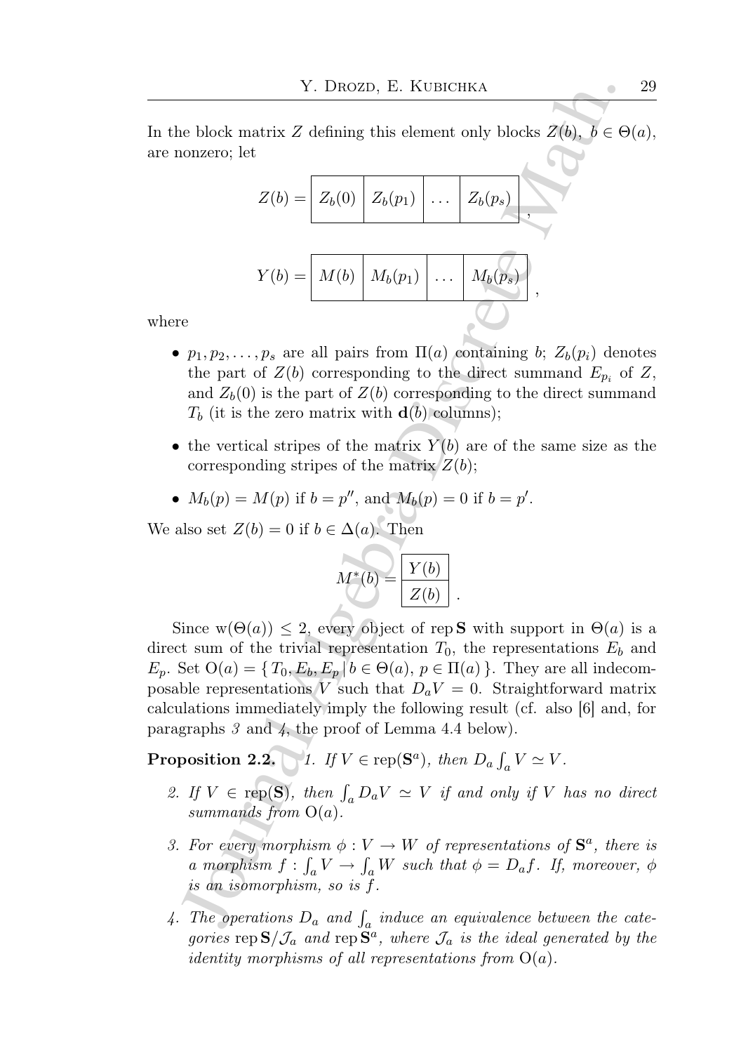In the block matrix $Z$ defining this element only blocks $Z(b)$, $b \in \Theta(a)$, are nonzero; let

$$Z(b) = \boxed{Z_b(0)}\boxed{Z_b(p_1)}\boxed{\dots}\boxed{Z_b(p_s)}\,,$$

$$Y(b) = \boxed{M(b)}\boxed{M_b(p_1)}\boxed{\dots}\boxed{M_b(p_s)}\,,$$

where

- $p_1, p_2, \dots, p_s$ are all pairs from $\Pi(a)$ containing $b$; $Z_b(p_i)$ denotes the part of $Z(b)$ corresponding to the direct summand $E_{p_i}$ of $Z$, and $Z_b(0)$ is the part of $Z(b)$ corresponding to the direct summand $T_b$ (it is the zero matrix with $\mathbf{d}(b)$ columns);
- the vertical stripes of the matrix $Y(b)$ are of the same size as the corresponding stripes of the matrix $Z(b)$;
- $M_b(p) = M(p)$ if $b = p''$, and $M_b(p) = 0$ if $b = p'$.

We also set $Z(b) = 0$ if $b \in \Delta(a)$. Then

$$M^*(b) = \begin{array}{|c|}\hline Y(b) \\ \hline Z(b) \\ \hline \end{array}\,.$$

Since $\mathrm{w}(\Theta(a)) \leq 2$, every object of $\operatorname{rep}\mathbf{S}$ with support in $\Theta(a)$ is a direct sum of the trivial representation $T_0$, the representations $E_b$ and $E_p$. Set $\mathrm{O}(a) = \{\, T_0, E_b, E_p \,|\, b \in \Theta(a),\ p \in \Pi(a)\,\}$. They are all indecomposable representations $V$ such that $D_a V = 0$. Straightforward matrix calculations immediately imply the following result (cf. also [6] and, for paragraphs *3* and *4*, the proof of Lemma 4.4 below).

**Proposition 2.2.** *1. If $V \in \operatorname{rep}(\mathbf{S}^a)$, then $D_a \int_a V \simeq V$.*

*2. If $V \in \operatorname{rep}(\mathbf{S})$, then $\int_a D_a V \simeq V$ if and only if $V$ has no direct summands from $\mathrm{O}(a)$.*

*3. For every morphism $\phi : V \to W$ of representations of $\mathbf{S}^a$, there is a morphism $f : \int_a V \to \int_a W$ such that $\phi = D_a f$. If, moreover, $\phi$ is an isomorphism, so is $f$.*

*4. The operations $D_a$ and $\int_a$ induce an equivalence between the categories $\operatorname{rep}\mathbf{S}/\mathcal{J}_a$ and $\operatorname{rep}\mathbf{S}^a$, where $\mathcal{J}_a$ is the ideal generated by the identity morphisms of all representations from $\mathrm{O}(a)$.*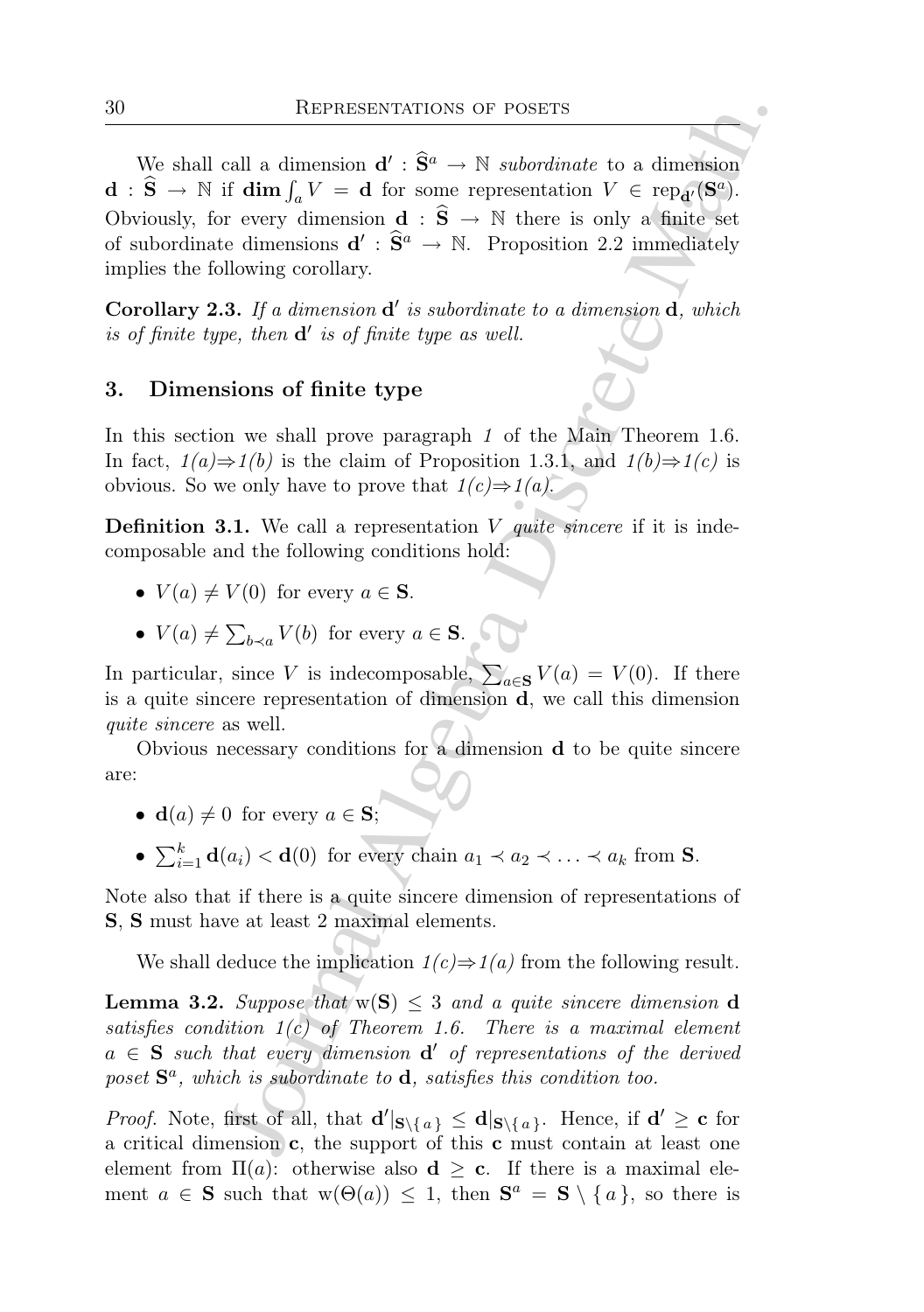We shall call a dimension $\mathbf{d}' : \widehat{\mathbf{S}}^a \to \mathbb{N}$ *subordinate* to a dimension $\mathbf{d} : \widehat{\mathbf{S}} \to \mathbb{N}$ if $\mathbf{dim} \int_a V = \mathbf{d}$ for some representation $V \in \operatorname{rep}_{\mathbf{d}'}(\mathbf{S}^a)$. Obviously, for every dimension $\mathbf{d} : \widehat{\mathbf{S}} \to \mathbb{N}$ there is only a finite set of subordinate dimensions $\mathbf{d}' : \widehat{\mathbf{S}}^a \to \mathbb{N}$. Proposition 2.2 immediately implies the following corollary.

**Corollary 2.3.** *If a dimension $\mathbf{d}'$ is subordinate to a dimension $\mathbf{d}$, which is of finite type, then $\mathbf{d}'$ is of finite type as well.*

## 3. Dimensions of finite type

In this section we shall prove paragraph *1* of the Main Theorem 1.6. In fact, *1(a)⇒1(b)* is the claim of Proposition 1.3.1, and *1(b)⇒1(c)* is obvious. So we only have to prove that *1(c)⇒1(a)*.

**Definition 3.1.** We call a representation $V$ *quite sincere* if it is indecomposable and the following conditions hold:

- $V(a) \neq V(0)$ for every $a \in \mathbf{S}$.
- $V(a) \neq \sum_{b \prec a} V(b)$ for every $a \in \mathbf{S}$.

In particular, since $V$ is indecomposable, $\sum_{a \in \mathbf{S}} V(a) = V(0)$. If there is a quite sincere representation of dimension $\mathbf{d}$, we call this dimension *quite sincere* as well.

Obvious necessary conditions for a dimension $\mathbf{d}$ to be quite sincere are:

- $\mathbf{d}(a) \neq 0$ for every $a \in \mathbf{S}$;
- $\sum_{i=1}^{k} \mathbf{d}(a_i) < \mathbf{d}(0)$ for every chain $a_1 \prec a_2 \prec \ldots \prec a_k$ from $\mathbf{S}$.

Note also that if there is a quite sincere dimension of representations of $\mathbf{S}$, $\mathbf{S}$ must have at least 2 maximal elements.

We shall deduce the implication *1(c)⇒1(a)* from the following result.

**Lemma 3.2.** *Suppose that $\mathrm{w}(\mathbf{S}) \leq 3$ and a quite sincere dimension $\mathbf{d}$ satisfies condition 1(c) of Theorem 1.6. There is a maximal element $a \in \mathbf{S}$ such that every dimension $\mathbf{d}'$ of representations of the derived poset $\mathbf{S}^a$, which is subordinate to $\mathbf{d}$, satisfies this condition too.*

*Proof.* Note, first of all, that $\mathbf{d}'|_{\mathbf{S} \setminus \{a\}} \leq \mathbf{d}|_{\mathbf{S} \setminus \{a\}}$. Hence, if $\mathbf{d}' \geq \mathbf{c}$ for a critical dimension $\mathbf{c}$, the support of this $\mathbf{c}$ must contain at least one element from $\Pi(a)$: otherwise also $\mathbf{d} \geq \mathbf{c}$. If there is a maximal element $a \in \mathbf{S}$ such that $\mathrm{w}(\Theta(a)) \leq 1$, then $\mathbf{S}^a = \mathbf{S} \setminus \{a\}$, so there is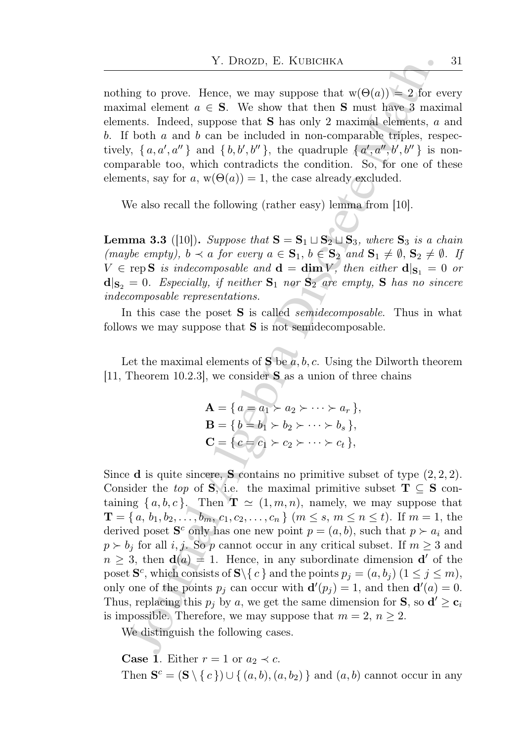nothing to prove. Hence, we may suppose that $\mathrm{w}(\Theta(a)) = 2$ for every maximal element $a \in \mathbf{S}$. We show that then $\mathbf{S}$ must have 3 maximal elements. Indeed, suppose that $\mathbf{S}$ has only 2 maximal elements, $a$ and $b$. If both $a$ and $b$ can be included in non-comparable triples, respectively, $\{a, a', a''\}$ and $\{b, b', b''\}$, the quadruple $\{a', a'', b', b''\}$ is non-comparable too, which contradicts the condition. So, for one of these elements, say for $a$, $\mathrm{w}(\Theta(a)) = 1$, the case already excluded.

We also recall the following (rather easy) lemma from [10].

**Lemma 3.3** ([10]). *Suppose that $\mathbf{S} = \mathbf{S}_1 \sqcup \mathbf{S}_2 \sqcup \mathbf{S}_3$, where $\mathbf{S}_3$ is a chain (maybe empty), $b \prec a$ for every $a \in \mathbf{S}_1$, $b \in \mathbf{S}_2$ and $\mathbf{S}_1 \neq \emptyset$, $\mathbf{S}_2 \neq \emptyset$. If $V \in \operatorname{rep}\mathbf{S}$ is indecomposable and $\mathbf{d} = \mathbf{dim}\,V$, then either $\mathbf{d}|_{\mathbf{S}_1} = 0$ or $\mathbf{d}|_{\mathbf{S}_2} = 0$. Especially, if neither $\mathbf{S}_1$ nor $\mathbf{S}_2$ are empty, $\mathbf{S}$ has no sincere indecomposable representations.*

In this case the poset $\mathbf{S}$ is called *semidecomposable*. Thus in what follows we may suppose that $\mathbf{S}$ is not semidecomposable.

Let the maximal elements of $\mathbf{S}$ be $a, b, c$. Using the Dilworth theorem [11, Theorem 10.2.3], we consider $\mathbf{S}$ as a union of three chains

$$
\begin{aligned}
\mathbf{A} &= \{ a = a_1 \succ a_2 \succ \cdots \succ a_r \}, \\
\mathbf{B} &= \{ b = b_1 \succ b_2 \succ \cdots \succ b_s \}, \\
\mathbf{C} &= \{ c = c_1 \succ c_2 \succ \cdots \succ c_t \},
\end{aligned}
$$

Since $\mathbf{d}$ is quite sincere, $\mathbf{S}$ contains no primitive subset of type $(2,2,2)$. Consider the *top* of $\mathbf{S}$, i.e. the maximal primitive subset $\mathbf{T} \subseteq \mathbf{S}$ containing $\{a, b, c\}$. Then $\mathbf{T} \simeq (1, m, n)$, namely, we may suppose that $\mathbf{T} = \{a, b_1, b_2, \dots, b_m, c_1, c_2, \dots, c_n\}$ ($m \leq s$, $m \leq n \leq t$). If $m = 1$, the derived poset $\mathbf{S}^c$ only has one new point $p = (a, b)$, such that $p \succ a_i$ and $p \succ b_j$ for all $i, j$. So $p$ cannot occur in any critical subset. If $m \geq 3$ and $n \geq 3$, then $\mathbf{d}(a) = 1$. Hence, in any subordinate dimension $\mathbf{d}'$ of the poset $\mathbf{S}^c$, which consists of $\mathbf{S} \backslash \{c\}$ and the points $p_j = (a, b_j)$ ($1 \leq j \leq m$), only one of the points $p_j$ can occur with $\mathbf{d}'(p_j) = 1$, and then $\mathbf{d}'(a) = 0$. Thus, replacing this $p_j$ by $a$, we get the same dimension for $\mathbf{S}$, so $\mathbf{d}' \geq \mathbf{c}_i$ is impossible. Therefore, we may suppose that $m = 2$, $n \geq 2$.

We distinguish the following cases.

**Case 1**. Either $r = 1$ or $a_2 \prec c$.

Then $\mathbf{S}^c = (\mathbf{S} \setminus \{c\}) \cup \{(a, b), (a, b_2)\}$ and $(a, b)$ cannot occur in any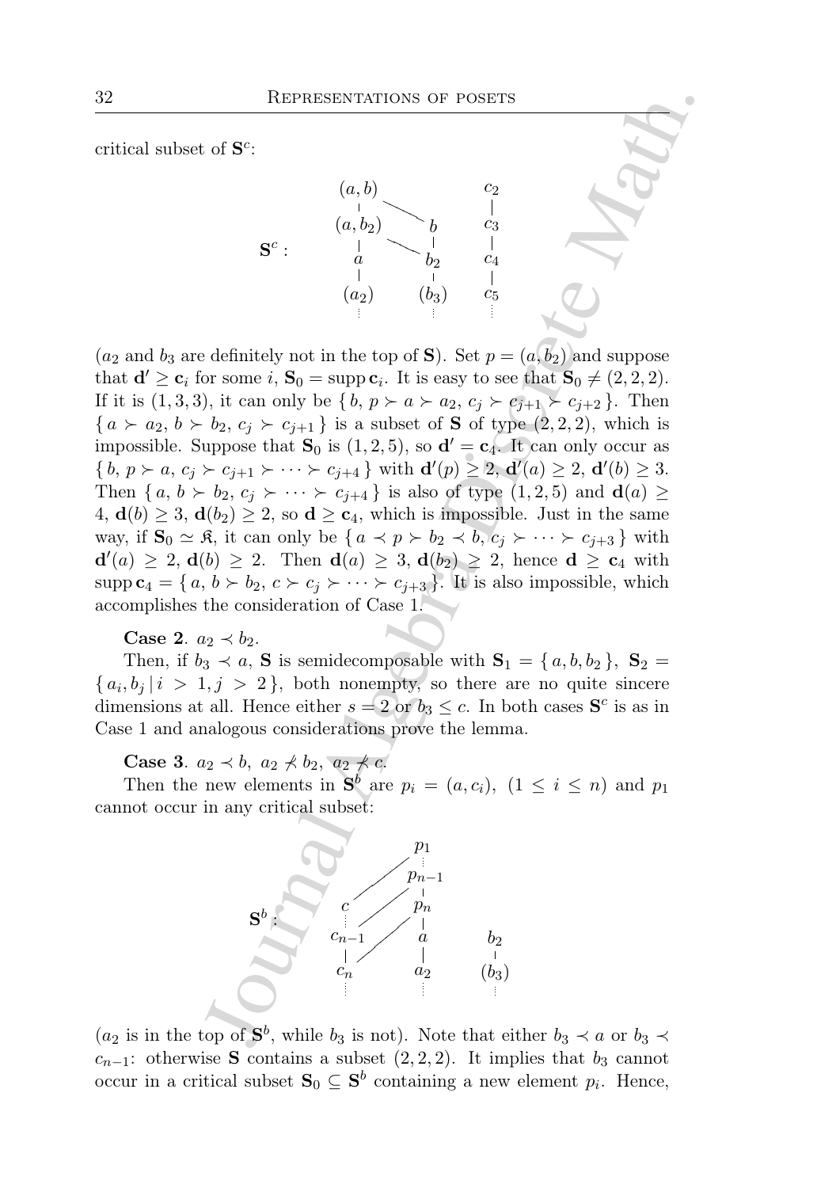critical subset of $\mathbf{S}^c$:

$$
\mathbf{S}^c: \quad
\begin{array}{ccc}
(a,b) & & c_2 \\
\mid & \searrow & \mid \\
(a,b_2) & b & c_3 \\
\mid & \searrow \mid & \mid \\
a & b_2 & c_4 \\
\mid & \mid & \mid \\
(a_2) & (b_3) & c_5 \\
\vdots & \vdots & \vdots
\end{array}
$$

($a_2$ and $b_3$ are definitely not in the top of $\mathbf{S}$). Set $p = (a, b_2)$ and suppose that $\mathbf{d}' \geq \mathbf{c}_i$ for some $i$, $\mathbf{S}_0 = \operatorname{supp} \mathbf{c}_i$. It is easy to see that $\mathbf{S}_0 \neq (2,2,2)$. If it is $(1,3,3)$, it can only be $\{ b,\, p \succ a \succ a_2,\, c_j \succ c_{j+1} \succ c_{j+2} \}$. Then $\{ a \succ a_2,\, b \succ b_2,\, c_j \succ c_{j+1} \}$ is a subset of $\mathbf{S}$ of type $(2,2,2)$, which is impossible. Suppose that $\mathbf{S}_0$ is $(1,2,5)$, so $\mathbf{d}' = \mathbf{c}_4$. It can only occur as $\{ b,\, p \succ a,\, c_j \succ c_{j+1} \succ \cdots \succ c_{j+4} \}$ with $\mathbf{d}'(p) \geq 2$, $\mathbf{d}'(a) \geq 2$, $\mathbf{d}'(b) \geq 3$. Then $\{ a,\, b \succ b_2,\, c_j \succ \cdots \succ c_{j+4} \}$ is also of type $(1,2,5)$ and $\mathbf{d}(a) \geq 4$, $\mathbf{d}(b) \geq 3$, $\mathbf{d}(b_2) \geq 2$, so $\mathbf{d} \geq \mathbf{c}_4$, which is impossible. Just in the same way, if $\mathbf{S}_0 \simeq \mathfrak{K}$, it can only be $\{ a \prec p \succ b_2 \prec b,\, c_j \succ \cdots \succ c_{j+3} \}$ with $\mathbf{d}'(a) \geq 2$, $\mathbf{d}(b) \geq 2$. Then $\mathbf{d}(a) \geq 3$, $\mathbf{d}(b_2) \geq 2$, hence $\mathbf{d} \geq \mathbf{c}_4$ with $\operatorname{supp} \mathbf{c}_4 = \{ a,\, b \succ b_2,\, c \succ c_j \succ \cdots \succ c_{j+3} \}$. It is also impossible, which accomplishes the consideration of Case 1.

**Case 2**. $a_2 \prec b_2$.

Then, if $b_3 \prec a$, $\mathbf{S}$ is semidecomposable with $\mathbf{S}_1 = \{ a, b, b_2 \}$, $\mathbf{S}_2 = \{ a_i, b_j \mid i > 1, j > 2 \}$, both nonempty, so there are no quite sincere dimensions at all. Hence either $s = 2$ or $b_3 \leq c$. In both cases $\mathbf{S}^c$ is as in Case 1 and analogous considerations prove the lemma.

**Case 3**. $a_2 \prec b$, $a_2 \not\prec b_2$, $a_2 \not\prec c$.

Then the new elements in $\mathbf{S}^b$ are $p_i = (a, c_i)$, $(1 \leq i \leq n)$ and $p_1$ cannot occur in any critical subset:

$$
\mathbf{S}^b: \quad
\begin{array}{ccc}
 & p_1 & \\
 & \vdots & \\
 & p_{n-1} & \\
c & p_n & \\
\vdots & \mid & \\
c_{n-1} & a & b_2 \\
\mid & \mid & \mid \\
c_n & a_2 & (b_3) \\
\vdots & \vdots & \vdots
\end{array}
$$

($a_2$ is in the top of $\mathbf{S}^b$, while $b_3$ is not). Note that either $b_3 \prec a$ or $b_3 \prec c_{n-1}$: otherwise $\mathbf{S}$ contains a subset $(2,2,2)$. It implies that $b_3$ cannot occur in a critical subset $\mathbf{S}_0 \subseteq \mathbf{S}^b$ containing a new element $p_i$. Hence,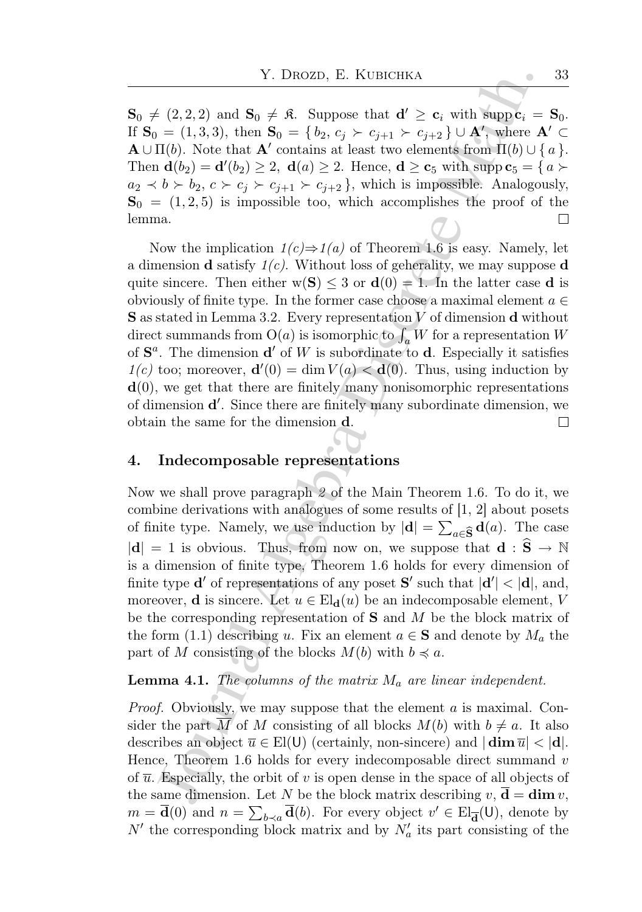$\mathbf{S}_0 \neq (2,2,2)$ and $\mathbf{S}_0 \neq \mathfrak{K}$. Suppose that $\mathbf{d}' \geq \mathbf{c}_i$ with $\operatorname{supp} \mathbf{c}_i = \mathbf{S}_0$. If $\mathbf{S}_0 = (1,3,3)$, then $\mathbf{S}_0 = \{ b_2, c_j \succ c_{j+1} \succ c_{j+2} \} \cup \mathbf{A}'$, where $\mathbf{A}' \subset \mathbf{A} \cup \Pi(b)$. Note that $\mathbf{A}'$ contains at least two elements from $\Pi(b) \cup \{ a \}$. Then $\mathbf{d}(b_2) = \mathbf{d}'(b_2) \geq 2$, $\mathbf{d}(a) \geq 2$. Hence, $\mathbf{d} \geq \mathbf{c}_5$ with $\operatorname{supp} \mathbf{c}_5 = \{ a \succ a_2 \prec b \succ b_2, c \succ c_j \succ c_{j+1} \succ c_{j+2} \}$, which is impossible. Analogously, $\mathbf{S}_0 = (1,2,5)$ is impossible too, which accomplishes the proof of the lemma. □

Now the implication *1(c)⇒1(a)* of Theorem 1.6 is easy. Namely, let a dimension $\mathbf{d}$ satisfy *1(c)*. Without loss of generality, we may suppose $\mathbf{d}$ quite sincere. Then either $\mathrm{w}(\mathbf{S}) \leq 3$ or $\mathbf{d}(0) = 1$. In the latter case $\mathbf{d}$ is obviously of finite type. In the former case choose a maximal element $a \in \mathbf{S}$ as stated in Lemma 3.2. Every representation $V$ of dimension $\mathbf{d}$ without direct summands from $\mathrm{O}(a)$ is isomorphic to $\int_a W$ for a representation $W$ of $\mathbf{S}^a$. The dimension $\mathbf{d}'$ of $W$ is subordinate to $\mathbf{d}$. Especially it satisfies *1(c)* too; moreover, $\mathbf{d}'(0) = \dim V(a) < \mathbf{d}(0)$. Thus, using induction by $\mathbf{d}(0)$, we get that there are finitely many nonisomorphic representations of dimension $\mathbf{d}'$. Since there are finitely many subordinate dimension, we obtain the same for the dimension $\mathbf{d}$. □

## 4. Indecomposable representations

Now we shall prove paragraph *2* of the Main Theorem 1.6. To do it, we combine derivations with analogues of some results of [1, 2] about posets of finite type. Namely, we use induction by $|\mathbf{d}| = \sum_{a \in \widehat{\mathbf{S}}} \mathbf{d}(a)$. The case $|\mathbf{d}| = 1$ is obvious. Thus, from now on, we suppose that $\mathbf{d} : \widehat{\mathbf{S}} \to \mathbb{N}$ is a dimension of finite type, Theorem 1.6 holds for every dimension of finite type $\mathbf{d}'$ of representations of any poset $\mathbf{S}'$ such that $|\mathbf{d}'| < |\mathbf{d}|$, and, moreover, $\mathbf{d}$ is sincere. Let $u \in \mathrm{El}_{\mathbf{d}}(u)$ be an indecomposable element, $V$ be the corresponding representation of $\mathbf{S}$ and $M$ be the block matrix of the form (1.1) describing $u$. Fix an element $a \in \mathbf{S}$ and denote by $M_a$ the part of $M$ consisting of the blocks $M(b)$ with $b \preccurlyeq a$.

**Lemma 4.1.** *The columns of the matrix $M_a$ are linear independent.*

*Proof.* Obviously, we may suppose that the element $a$ is maximal. Consider the part $\overline{M}$ of $M$ consisting of all blocks $M(b)$ with $b \neq a$. It also describes an object $\overline{u} \in \mathrm{El}(\mathsf{U})$ (certainly, non-sincere) and $|\,\mathbf{dim}\,\overline{u}| < |\mathbf{d}|$. Hence, Theorem 1.6 holds for every indecomposable direct summand $v$ of $\overline{u}$. Especially, the orbit of $v$ is open dense in the space of all objects of the same dimension. Let $N$ be the block matrix describing $v$, $\overline{\mathbf{d}} = \mathbf{dim}\, v$, $m = \overline{\mathbf{d}}(0)$ and $n = \sum_{b \prec a} \overline{\mathbf{d}}(b)$. For every object $v' \in \mathrm{El}_{\overline{\mathbf{d}}}(\mathsf{U})$, denote by $N'$ the corresponding block matrix and by $N'_a$ its part consisting of the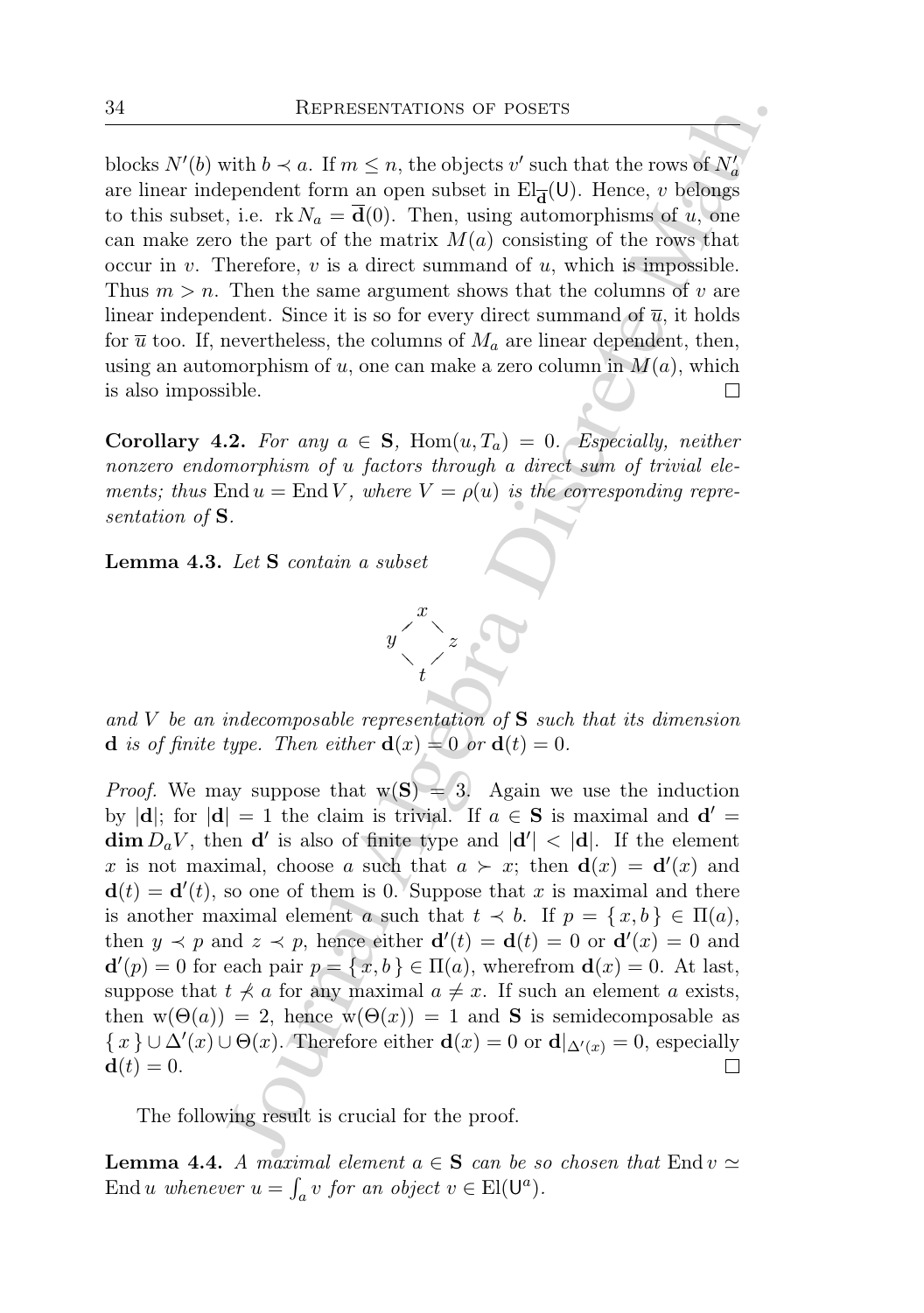blocks $N'(b)$ with $b \prec a$. If $m \leq n$, the objects $v'$ such that the rows of $N'_a$ are linear independent form an open subset in $\mathrm{El}_{\overline{\mathbf{d}}}(\mathsf{U})$. Hence, $v$ belongs to this subset, i.e. $\operatorname{rk} N_a = \overline{\mathbf{d}}(0)$. Then, using automorphisms of $u$, one can make zero the part of the matrix $M(a)$ consisting of the rows that occur in $v$. Therefore, $v$ is a direct summand of $u$, which is impossible. Thus $m > n$. Then the same argument shows that the columns of $v$ are linear independent. Since it is so for every direct summand of $\overline{u}$, it holds for $\overline{u}$ too. If, nevertheless, the columns of $M_a$ are linear dependent, then, using an automorphism of $u$, one can make a zero column in $M(a)$, which is also impossible. $\square$

**Corollary 4.2.** *For any $a \in \mathbf{S}$, $\operatorname{Hom}(u, T_a) = 0$. Especially, neither nonzero endomorphism of $u$ factors through a direct sum of trivial elements; thus $\operatorname{End} u = \operatorname{End} V$, where $V = \rho(u)$ is the corresponding representation of $\mathbf{S}$.*

**Lemma 4.3.** *Let $\mathbf{S}$ contain a subset*

$$\begin{array}{ccc} & x & \\ y & & z \\ & t & \end{array}$$

*and $V$ be an indecomposable representation of $\mathbf{S}$ such that its dimension $\mathbf{d}$ is of finite type. Then either $\mathbf{d}(x) = 0$ or $\mathbf{d}(t) = 0$.*

*Proof.* We may suppose that $\mathrm{w}(\mathbf{S}) = 3$. Again we use the induction by $|\mathbf{d}|$; for $|\mathbf{d}| = 1$ the claim is trivial. If $a \in \mathbf{S}$ is maximal and $\mathbf{d}' = \operatorname{\mathbf{dim}} D_a V$, then $\mathbf{d}'$ is also of finite type and $|\mathbf{d}'| < |\mathbf{d}|$. If the element $x$ is not maximal, choose $a$ such that $a \succ x$; then $\mathbf{d}(x) = \mathbf{d}'(x)$ and $\mathbf{d}(t) = \mathbf{d}'(t)$, so one of them is 0. Suppose that $x$ is maximal and there is another maximal element $a$ such that $t \prec b$. If $p = \{x, b\} \in \Pi(a)$, then $y \prec p$ and $z \prec p$, hence either $\mathbf{d}'(t) = \mathbf{d}(t) = 0$ or $\mathbf{d}'(x) = 0$ and $\mathbf{d}'(p) = 0$ for each pair $p = \{x, b\} \in \Pi(a)$, wherefrom $\mathbf{d}(x) = 0$. At last, suppose that $t \not\prec a$ for any maximal $a \neq x$. If such an element $a$ exists, then $\mathrm{w}(\Theta(a)) = 2$, hence $\mathrm{w}(\Theta(x)) = 1$ and $\mathbf{S}$ is semidecomposable as $\{x\} \cup \Delta'(x) \cup \Theta(x)$. Therefore either $\mathbf{d}(x) = 0$ or $\mathbf{d}|_{\Delta'(x)} = 0$, especially $\mathbf{d}(t) = 0$. $\square$

The following result is crucial for the proof.

**Lemma 4.4.** *A maximal element $a \in \mathbf{S}$ can be so chosen that $\operatorname{End} v \simeq \operatorname{End} u$ whenever $u = \int_a v$ for an object $v \in \mathrm{El}(\mathsf{U}^a)$.*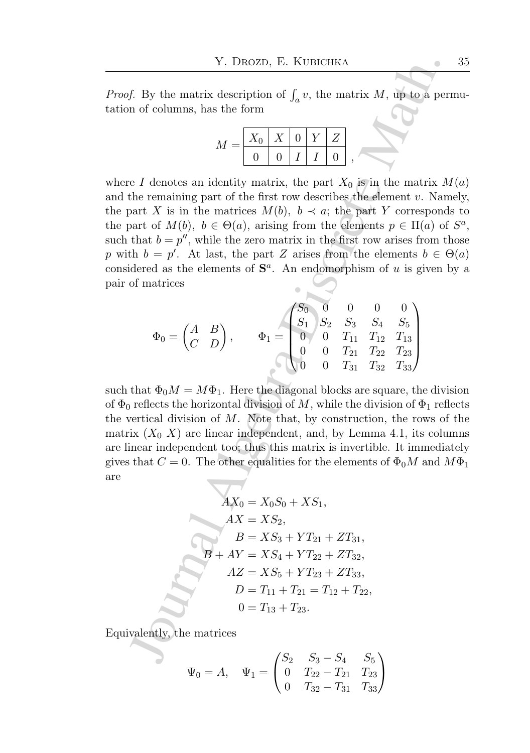*Proof.* By the matrix description of $\int_a v$, the matrix $M$, up to a permutation of columns, has the form

$$M = \begin{array}{|c|c|c|c|c|} \hline X_0 & X & 0 & Y & Z \\ \hline 0 & 0 & I & I & 0 \\ \hline \end{array}\,,$$

where $I$ denotes an identity matrix, the part $X_0$ is in the matrix $M(a)$ and the remaining part of the first row describes the element $v$. Namely, the part $X$ is in the matrices $M(b)$, $b \prec a$; the part $Y$ corresponds to the part of $M(b)$, $b \in \Theta(a)$, arising from the elements $p \in \Pi(a)$ of $S^a$, such that $b = p''$, while the zero matrix in the first row arises from those $p$ with $b = p'$. At last, the part $Z$ arises from the elements $b \in \Theta(a)$ considered as the elements of $\mathbf{S}^a$. An endomorphism of $u$ is given by a pair of matrices

$$\Phi_0 = \begin{pmatrix} A & B \\ C & D \end{pmatrix}, \qquad \Phi_1 = \begin{pmatrix} S_0 & 0 & 0 & 0 & 0 \\ S_1 & S_2 & S_3 & S_4 & S_5 \\ 0 & 0 & T_{11} & T_{12} & T_{13} \\ 0 & 0 & T_{21} & T_{22} & T_{23} \\ 0 & 0 & T_{31} & T_{32} & T_{33} \end{pmatrix}$$

such that $\Phi_0 M = M \Phi_1$. Here the diagonal blocks are square, the division of $\Phi_0$ reflects the horizontal division of $M$, while the division of $\Phi_1$ reflects the vertical division of $M$. Note that, by construction, the rows of the matrix $(X_0\ X)$ are linear independent, and, by Lemma 4.1, its columns are linear independent too; thus this matrix is invertible. It immediately gives that $C = 0$. The other equalities for the elements of $\Phi_0 M$ and $M \Phi_1$ are

$$\begin{aligned} AX_0 &= X_0 S_0 + X S_1, \\ AX &= X S_2, \\ B &= X S_3 + Y T_{21} + Z T_{31}, \\ B + AY &= X S_4 + Y T_{22} + Z T_{32}, \\ AZ &= X S_5 + Y T_{23} + Z T_{33}, \\ D &= T_{11} + T_{21} = T_{12} + T_{22}, \\ 0 &= T_{13} + T_{23}. \end{aligned}$$

Equivalently, the matrices

$$\Psi_0 = A, \quad \Psi_1 = \begin{pmatrix} S_2 & S_3 - S_4 & S_5 \\ 0 & T_{22} - T_{21} & T_{23} \\ 0 & T_{32} - T_{31} & T_{33} \end{pmatrix}$$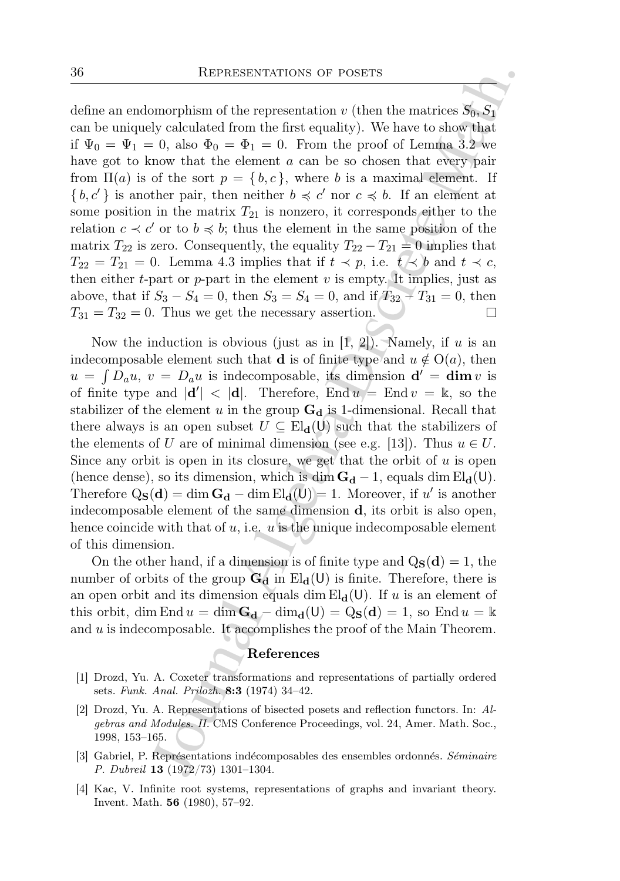define an endomorphism of the representation $v$ (then the matrices $S_0, S_1$ can be uniquely calculated from the first equality). We have to show that if $\Psi_0 = \Psi_1 = 0$, also $\Phi_0 = \Phi_1 = 0$. From the proof of Lemma 3.2 we have got to know that the element $a$ can be so chosen that every pair from $\Pi(a)$ is of the sort $p = \{b, c\}$, where $b$ is a maximal element. If $\{b, c'\}$ is another pair, then neither $b \preccurlyeq c'$ nor $c \preccurlyeq b$. If an element at some position in the matrix $T_{21}$ is nonzero, it corresponds either to the relation $c \prec c'$ or to $b \preccurlyeq b$; thus the element in the same position of the matrix $T_{22}$ is zero. Consequently, the equality $T_{22} - T_{21} = 0$ implies that $T_{22} = T_{21} = 0$. Lemma 4.3 implies that if $t \prec p$, i.e. $t \prec b$ and $t \prec c$, then either $t$-part or $p$-part in the element $v$ is empty. It implies, just as above, that if $S_3 - S_4 = 0$, then $S_3 = S_4 = 0$, and if $T_{32} - T_{31} = 0$, then $T_{31} = T_{32} = 0$. Thus we get the necessary assertion. $\square$

Now the induction is obvious (just as in [1, 2]). Namely, if $u$ is an indecomposable element such that $\mathbf{d}$ is of finite type and $u \notin \mathrm{O}(a)$, then $u = \int D_a u$, $v = D_a u$ is indecomposable, its dimension $\mathbf{d}' = \mathbf{dim}\, v$ is of finite type and $|\mathbf{d}'| < |\mathbf{d}|$. Therefore, $\operatorname{End} u = \operatorname{End} v = \Bbbk$, so the stabilizer of the element $u$ in the group $\mathbf{G_d}$ is 1-dimensional. Recall that there always is an open subset $U \subseteq \mathrm{El}_{\mathbf{d}}(\mathsf{U})$ such that the stabilizers of the elements of $U$ are of minimal dimension (see e.g. [13]). Thus $u \in U$. Since any orbit is open in its closure, we get that the orbit of $u$ is open (hence dense), so its dimension, which is $\dim \mathbf{G_d} - 1$, equals $\dim \mathrm{El}_{\mathbf{d}}(\mathsf{U})$. Therefore $\mathrm{Q}_{\mathbf{S}}(\mathbf{d}) = \dim \mathbf{G_d} - \dim \mathrm{El}_{\mathbf{d}}(\mathsf{U}) = 1$. Moreover, if $u'$ is another indecomposable element of the same dimension $\mathbf{d}$, its orbit is also open, hence coincide with that of $u$, i.e. $u$ is the unique indecomposable element of this dimension.

On the other hand, if a dimension is of finite type and $\mathrm{Q}_{\mathbf{S}}(\mathbf{d}) = 1$, the number of orbits of the group $\mathbf{G_d}$ in $\mathrm{El}_{\mathbf{d}}(\mathsf{U})$ is finite. Therefore, there is an open orbit and its dimension equals $\dim \mathrm{El}_{\mathbf{d}}(\mathsf{U})$. If $u$ is an element of this orbit, $\dim \operatorname{End} u = \dim \mathbf{G_d} - \dim_{\mathbf{d}}(\mathsf{U}) = \mathrm{Q}_{\mathbf{S}}(\mathbf{d}) = 1$, so $\operatorname{End} u = \Bbbk$ and $u$ is indecomposable. It accomplishes the proof of the Main Theorem.

## References

[1] Drozd, Yu. A. Coxeter transformations and representations of partially ordered sets. *Funk. Anal. Prilozh.* **8:3** (1974) 34–42.

[2] Drozd, Yu. A. Representations of bisected posets and reflection functors. In: *Algebras and Modules. II.* CMS Conference Proceedings, vol. 24, Amer. Math. Soc., 1998, 153–165.

[3] Gabriel, P. Représentations indécomposables des ensembles ordonnés. *Séminaire P. Dubreil* **13** (1972/73) 1301–1304.

[4] Kac, V. Infinite root systems, representations of graphs and invariant theory. Invent. Math. **56** (1980), 57–92.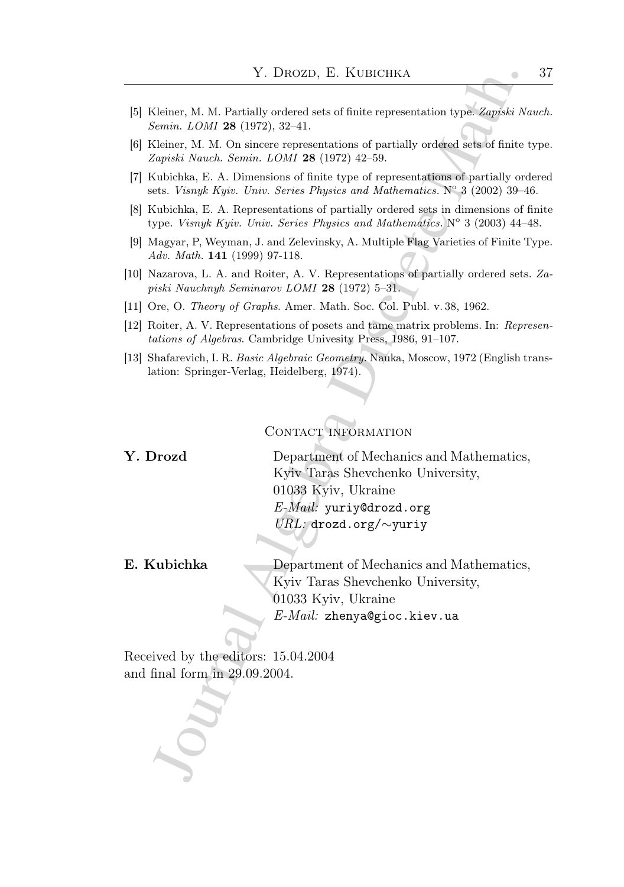[5] Kleiner, M. M. Partially ordered sets of finite representation type. *Zapiski Nauch. Semin. LOMI* **28** (1972), 32–41.

[6] Kleiner, M. M. On sincere representations of partially ordered sets of finite type. *Zapiski Nauch. Semin. LOMI* **28** (1972) 42–59.

[7] Kubichka, E. A. Dimensions of finite type of representations of partially ordered sets. *Visnyk Kyiv. Univ. Series Physics and Mathematics.* N° 3 (2002) 39–46.

[8] Kubichka, E. A. Representations of partially ordered sets in dimensions of finite type. *Visnyk Kyiv. Univ. Series Physics and Mathematics.* N° 3 (2003) 44–48.

[9] Magyar, P, Weyman, J. and Zelevinsky, A. Multiple Flag Varieties of Finite Type. *Adv. Math.* **141** (1999) 97-118.

[10] Nazarova, L. A. and Roiter, A. V. Representations of partially ordered sets. *Zapiski Nauchnyh Seminarov LOMI* **28** (1972) 5–31.

[11] Ore, O. *Theory of Graphs*. Amer. Math. Soc. Col. Publ. v. 38, 1962.

[12] Roiter, A. V. Representations of posets and tame matrix problems. In: *Representations of Algebras*. Cambridge Univesity Press, 1986, 91–107.

[13] Shafarevich, I. R. *Basic Algebraic Geometry*. Nauka, Moscow, 1972 (English translation: Springer-Verlag, Heidelberg, 1974).

## Contact information

**Y. Drozd**

Department of Mechanics and Mathematics,
Kyiv Taras Shevchenko University,
01033 Kyiv, Ukraine
*E-Mail:* yuriy@drozd.org
*URL:* drozd.org/∼yuriy

**E. Kubichka**

Department of Mechanics and Mathematics,
Kyiv Taras Shevchenko University,
01033 Kyiv, Ukraine
*E-Mail:* zhenya@gioc.kiev.ua

Received by the editors: 15.04.2004
and final form in 29.09.2004.